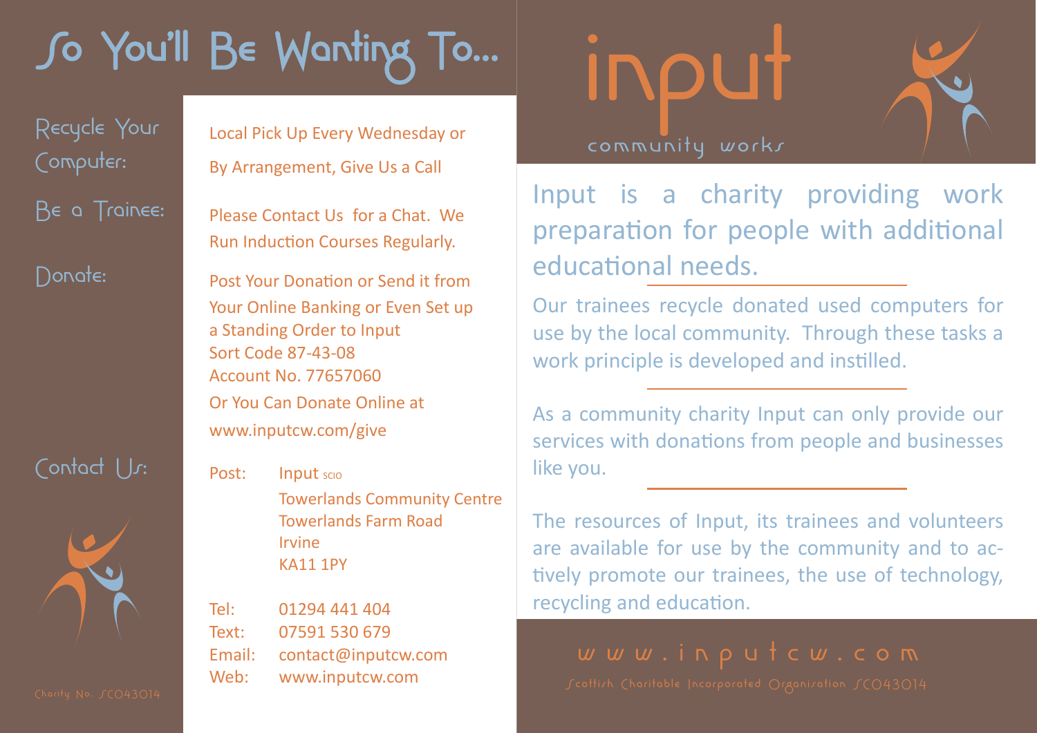# So You'll Be Wanting To...

**Recycle Your Computer:**

Local Pick Up Every Wednesday or

By Arrangement, Give Us a Call

**Be a Trainee:**

Please Contact Us for a Chat. We Run Induction Courses Regularly.

**Donate:**

Post Your Donation or Send it from Your Online Banking or Even Set up a Standing Order to Input
Sort Code 87-43-08
Account No. 77657060
Or You Can Donate Online at
www.inputcw.com/give

**Contact Us:**

Post: Input SCIO
Towerlands Community Centre
Towerlands Farm Road
Irvine
KA11 1PY

Tel: 01294 441 404
Text: 07591 530 679
Email: contact@inputcw.com
Web: www.inputcw.com

Charity No. SC043014

# input

community works

Input is a charity providing work preparation for people with additional educational needs.

Our trainees recycle donated used computers for use by the local community. Through these tasks a work principle is developed and instilled.

As a community charity Input can only provide our services with donations from people and businesses like you.

The resources of Input, its trainees and volunteers are available for use by the community and to actively promote our trainees, the use of technology, recycling and education.

www.inputcw.com

Scottish Charitable Incorporated Organisation SC043014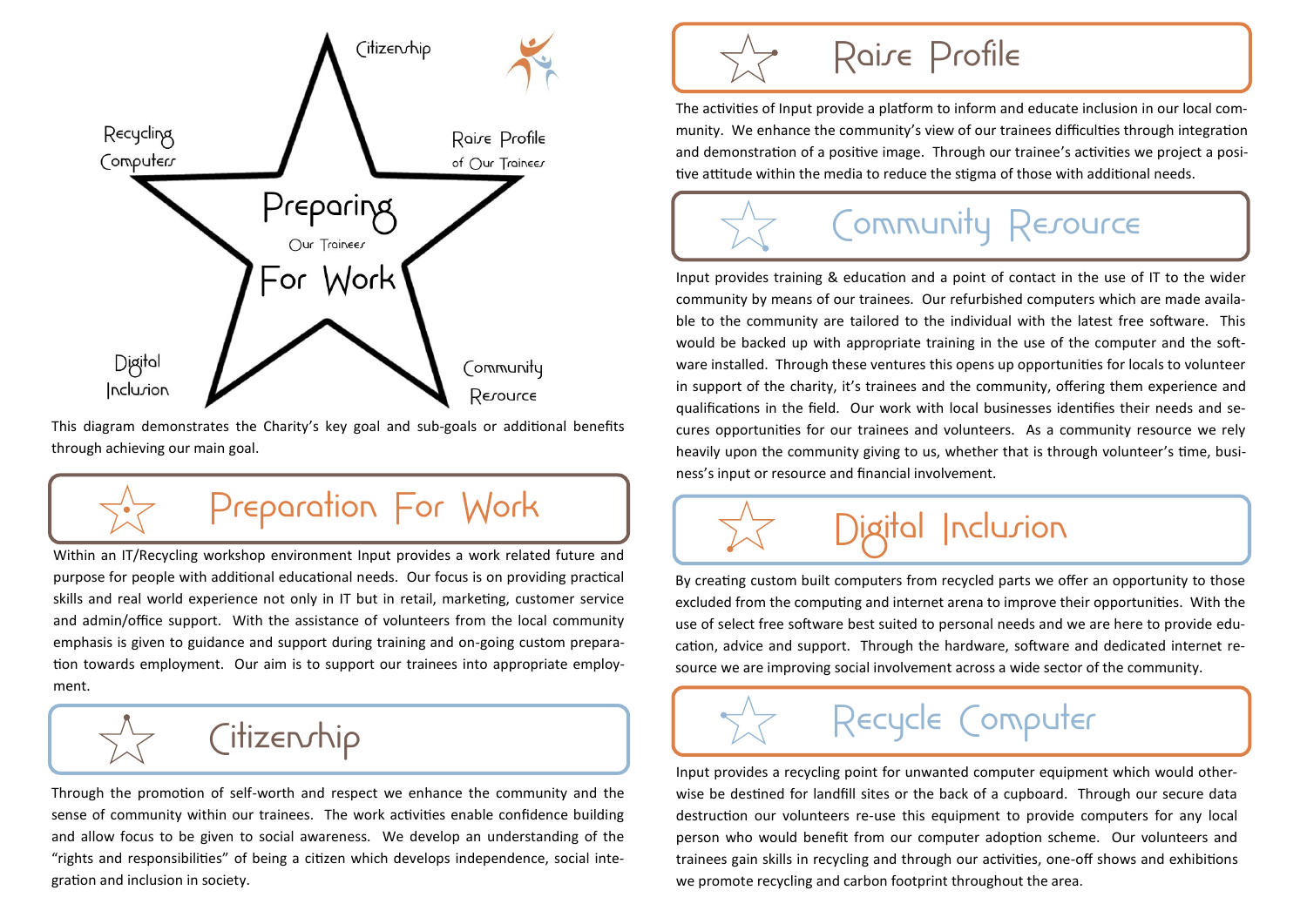Citizenship

Recycling Computers

Raise Profile of Our Trainees

Preparing Our Trainees For Work

Digital Inclusion

Community Resource

This diagram demonstrates the Charity's key goal and sub-goals or additional benefits through achieving our main goal.

## Preparation For Work

Within an IT/Recycling workshop environment Input provides a work related future and purpose for people with additional educational needs. Our focus is on providing practical skills and real world experience not only in IT but in retail, marketing, customer service and admin/office support. With the assistance of volunteers from the local community emphasis is given to guidance and support during training and on-going custom preparation towards employment. Our aim is to support our trainees into appropriate employment.

## Citizenship

Through the promotion of self-worth and respect we enhance the community and the sense of community within our trainees. The work activities enable confidence building and allow focus to be given to social awareness. We develop an understanding of the "rights and responsibilities" of being a citizen which develops independence, social integration and inclusion in society.

## Raise Profile

The activities of Input provide a platform to inform and educate inclusion in our local community. We enhance the community's view of our trainees difficulties through integration and demonstration of a positive image. Through our trainee's activities we project a positive attitude within the media to reduce the stigma of those with additional needs.

## Community Resource

Input provides training & education and a point of contact in the use of IT to the wider community by means of our trainees. Our refurbished computers which are made available to the community are tailored to the individual with the latest free software. This would be backed up with appropriate training in the use of the computer and the software installed. Through these ventures this opens up opportunities for locals to volunteer in support of the charity, it's trainees and the community, offering them experience and qualifications in the field. Our work with local businesses identifies their needs and secures opportunities for our trainees and volunteers. As a community resource we rely heavily upon the community giving to us, whether that is through volunteer's time, business's input or resource and financial involvement.

## Digital Inclusion

By creating custom built computers from recycled parts we offer an opportunity to those excluded from the computing and internet arena to improve their opportunities. With the use of select free software best suited to personal needs and we are here to provide education, advice and support. Through the hardware, software and dedicated internet resource we are improving social involvement across a wide sector of the community.

## Recycle Computer

Input provides a recycling point for unwanted computer equipment which would otherwise be destined for landfill sites or the back of a cupboard. Through our secure data destruction our volunteers re-use this equipment to provide computers for any local person who would benefit from our computer adoption scheme. Our volunteers and trainees gain skills in recycling and through our activities, one-off shows and exhibitions we promote recycling and carbon footprint throughout the area.